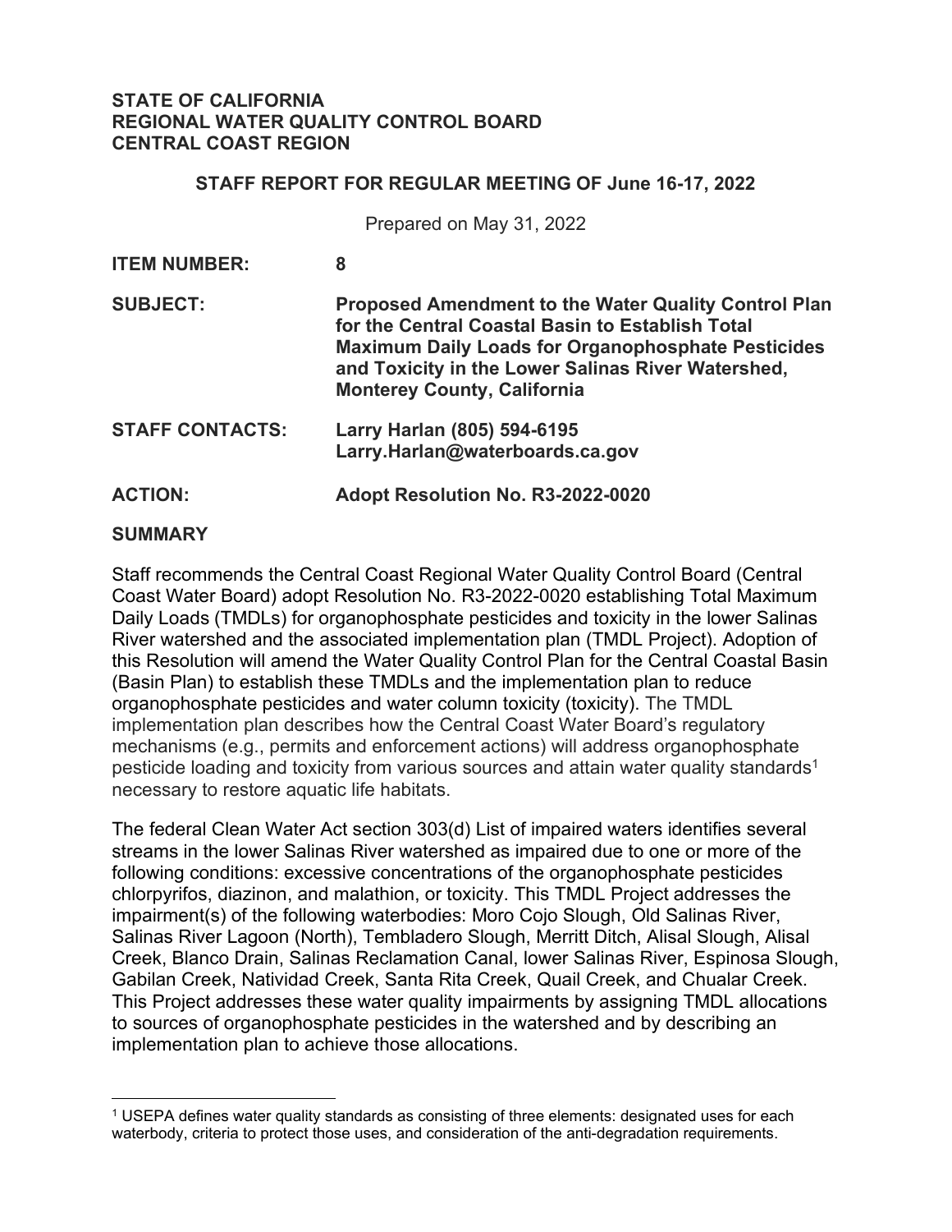**STATE OF CALIFORNIA**
**REGIONAL WATER QUALITY CONTROL BOARD**
**CENTRAL COAST REGION**

**STAFF REPORT FOR REGULAR MEETING OF June 16-17, 2022**

Prepared on May 31, 2022

**ITEM NUMBER:** **8**

**SUBJECT:** **Proposed Amendment to the Water Quality Control Plan for the Central Coastal Basin to Establish Total Maximum Daily Loads for Organophosphate Pesticides and Toxicity in the Lower Salinas River Watershed, Monterey County, California**

**STAFF CONTACTS:** **Larry Harlan (805) 594-6195**
**Larry.Harlan@waterboards.ca.gov**

**ACTION:** **Adopt Resolution No. R3-2022-0020**

## SUMMARY

Staff recommends the Central Coast Regional Water Quality Control Board (Central Coast Water Board) adopt Resolution No. R3-2022-0020 establishing Total Maximum Daily Loads (TMDLs) for organophosphate pesticides and toxicity in the lower Salinas River watershed and the associated implementation plan (TMDL Project). Adoption of this Resolution will amend the Water Quality Control Plan for the Central Coastal Basin (Basin Plan) to establish these TMDLs and the implementation plan to reduce organophosphate pesticides and water column toxicity (toxicity). The TMDL implementation plan describes how the Central Coast Water Board's regulatory mechanisms (e.g., permits and enforcement actions) will address organophosphate pesticide loading and toxicity from various sources and attain water quality standards[1] necessary to restore aquatic life habitats.

The federal Clean Water Act section 303(d) List of impaired waters identifies several streams in the lower Salinas River watershed as impaired due to one or more of the following conditions: excessive concentrations of the organophosphate pesticides chlorpyrifos, diazinon, and malathion, or toxicity. This TMDL Project addresses the impairment(s) of the following waterbodies: Moro Cojo Slough, Old Salinas River, Salinas River Lagoon (North), Tembladero Slough, Merritt Ditch, Alisal Slough, Alisal Creek, Blanco Drain, Salinas Reclamation Canal, lower Salinas River, Espinosa Slough, Gabilan Creek, Natividad Creek, Santa Rita Creek, Quail Creek, and Chualar Creek. This Project addresses these water quality impairments by assigning TMDL allocations to sources of organophosphate pesticides in the watershed and by describing an implementation plan to achieve those allocations.

[1] USEPA defines water quality standards as consisting of three elements: designated uses for each waterbody, criteria to protect those uses, and consideration of the anti-degradation requirements.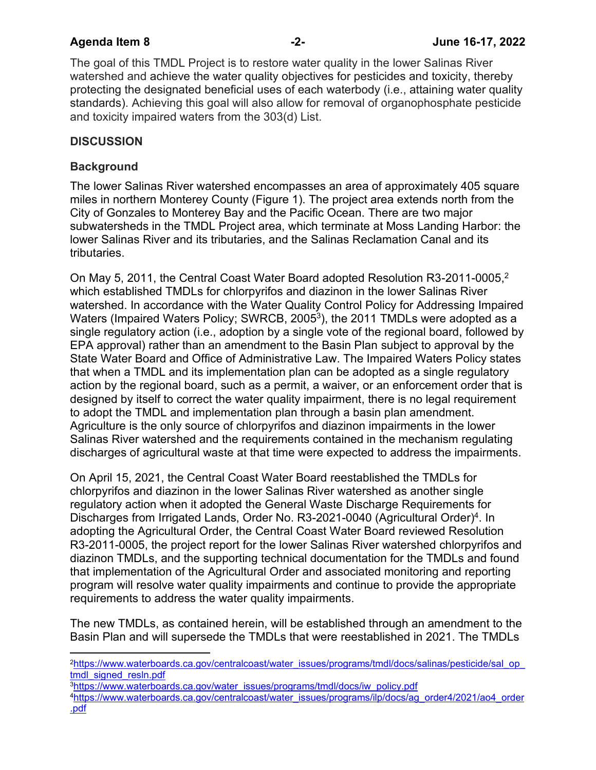The goal of this TMDL Project is to restore water quality in the lower Salinas River watershed and achieve the water quality objectives for pesticides and toxicity, thereby protecting the designated beneficial uses of each waterbody (i.e., attaining water quality standards). Achieving this goal will also allow for removal of organophosphate pesticide and toxicity impaired waters from the 303(d) List.

## DISCUSSION

### Background

The lower Salinas River watershed encompasses an area of approximately 405 square miles in northern Monterey County (Figure 1). The project area extends north from the City of Gonzales to Monterey Bay and the Pacific Ocean. There are two major subwatersheds in the TMDL Project area, which terminate at Moss Landing Harbor: the lower Salinas River and its tributaries, and the Salinas Reclamation Canal and its tributaries.

On May 5, 2011, the Central Coast Water Board adopted Resolution R3-2011-0005,[2] which established TMDLs for chlorpyrifos and diazinon in the lower Salinas River watershed. In accordance with the Water Quality Control Policy for Addressing Impaired Waters (Impaired Waters Policy; SWRCB, 2005[3]), the 2011 TMDLs were adopted as a single regulatory action (i.e., adoption by a single vote of the regional board, followed by EPA approval) rather than an amendment to the Basin Plan subject to approval by the State Water Board and Office of Administrative Law. The Impaired Waters Policy states that when a TMDL and its implementation plan can be adopted as a single regulatory action by the regional board, such as a permit, a waiver, or an enforcement order that is designed by itself to correct the water quality impairment, there is no legal requirement to adopt the TMDL and implementation plan through a basin plan amendment. Agriculture is the only source of chlorpyrifos and diazinon impairments in the lower Salinas River watershed and the requirements contained in the mechanism regulating discharges of agricultural waste at that time were expected to address the impairments.

On April 15, 2021, the Central Coast Water Board reestablished the TMDLs for chlorpyrifos and diazinon in the lower Salinas River watershed as another single regulatory action when it adopted the General Waste Discharge Requirements for Discharges from Irrigated Lands, Order No. R3-2021-0040 (Agricultural Order)[4]. In adopting the Agricultural Order, the Central Coast Water Board reviewed Resolution R3-2011-0005, the project report for the lower Salinas River watershed chlorpyrifos and diazinon TMDLs, and the supporting technical documentation for the TMDLs and found that implementation of the Agricultural Order and associated monitoring and reporting program will resolve water quality impairments and continue to provide the appropriate requirements to address the water quality impairments.

The new TMDLs, as contained herein, will be established through an amendment to the Basin Plan and will supersede the TMDLs that were reestablished in 2021. The TMDLs

---

[2] https://www.waterboards.ca.gov/centralcoast/water_issues/programs/tmdl/docs/salinas/pesticide/sal_op_tmdl_signed_resln.pdf

[3] https://www.waterboards.ca.gov/water_issues/programs/tmdl/docs/iw_policy.pdf

[4] https://www.waterboards.ca.gov/centralcoast/water_issues/programs/ilp/docs/ag_order4/2021/ao4_order.pdf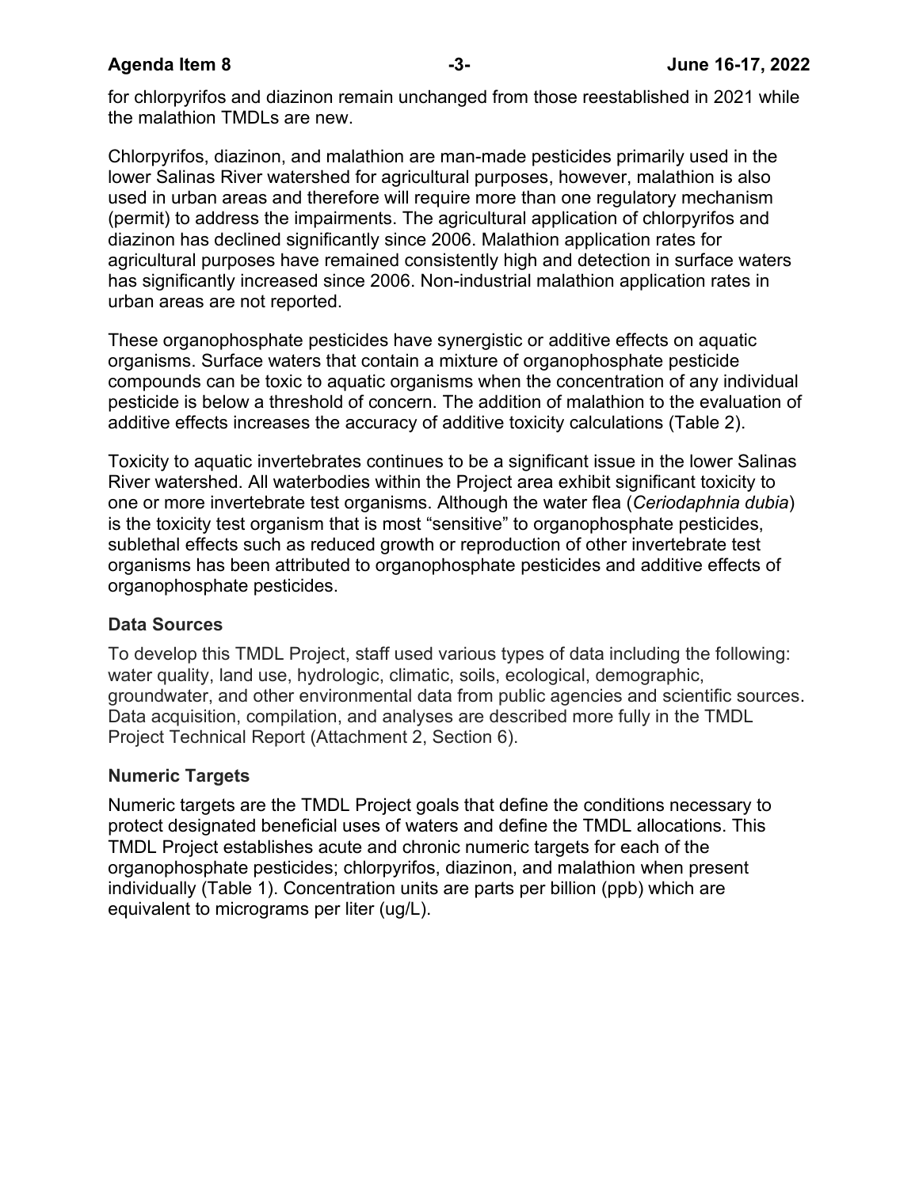for chlorpyrifos and diazinon remain unchanged from those reestablished in 2021 while the malathion TMDLs are new.

Chlorpyrifos, diazinon, and malathion are man-made pesticides primarily used in the lower Salinas River watershed for agricultural purposes, however, malathion is also used in urban areas and therefore will require more than one regulatory mechanism (permit) to address the impairments. The agricultural application of chlorpyrifos and diazinon has declined significantly since 2006. Malathion application rates for agricultural purposes have remained consistently high and detection in surface waters has significantly increased since 2006. Non-industrial malathion application rates in urban areas are not reported.

These organophosphate pesticides have synergistic or additive effects on aquatic organisms. Surface waters that contain a mixture of organophosphate pesticide compounds can be toxic to aquatic organisms when the concentration of any individual pesticide is below a threshold of concern. The addition of malathion to the evaluation of additive effects increases the accuracy of additive toxicity calculations (Table 2).

Toxicity to aquatic invertebrates continues to be a significant issue in the lower Salinas River watershed. All waterbodies within the Project area exhibit significant toxicity to one or more invertebrate test organisms. Although the water flea (*Ceriodaphnia dubia*) is the toxicity test organism that is most "sensitive" to organophosphate pesticides, sublethal effects such as reduced growth or reproduction of other invertebrate test organisms has been attributed to organophosphate pesticides and additive effects of organophosphate pesticides.

### Data Sources

To develop this TMDL Project, staff used various types of data including the following: water quality, land use, hydrologic, climatic, soils, ecological, demographic, groundwater, and other environmental data from public agencies and scientific sources. Data acquisition, compilation, and analyses are described more fully in the TMDL Project Technical Report (Attachment 2, Section 6).

### Numeric Targets

Numeric targets are the TMDL Project goals that define the conditions necessary to protect designated beneficial uses of waters and define the TMDL allocations. This TMDL Project establishes acute and chronic numeric targets for each of the organophosphate pesticides; chlorpyrifos, diazinon, and malathion when present individually (Table 1). Concentration units are parts per billion (ppb) which are equivalent to micrograms per liter (ug/L).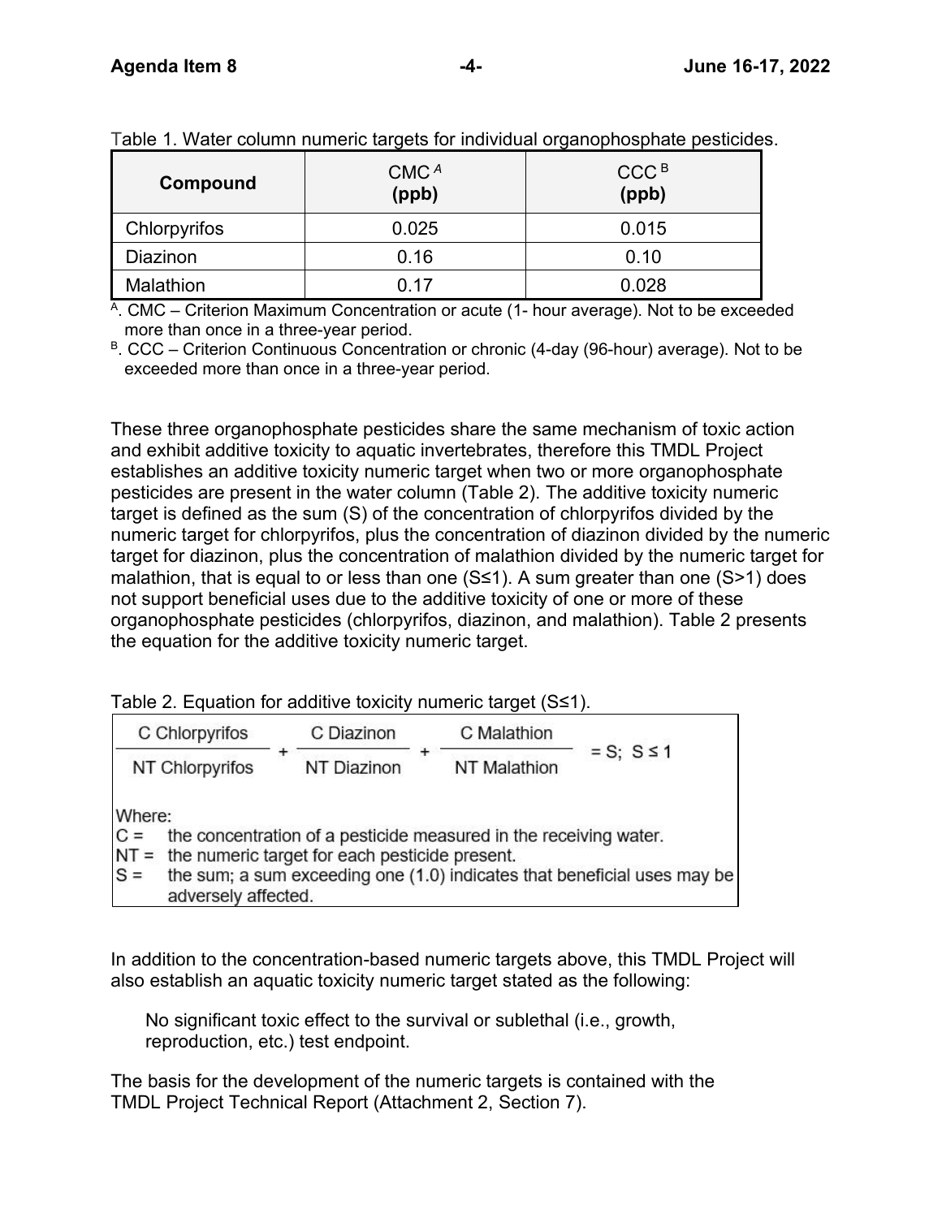Table 1. Water column numeric targets for individual organophosphate pesticides.

| Compound | CMC [A] (ppb) | CCC [B] (ppb) |
|---|---|---|
| Chlorpyrifos | 0.025 | 0.015 |
| Diazinon | 0.16 | 0.10 |
| Malathion | 0.17 | 0.028 |

[A]. CMC – Criterion Maximum Concentration or acute (1- hour average). Not to be exceeded more than once in a three-year period.

[B]. CCC – Criterion Continuous Concentration or chronic (4-day (96-hour) average). Not to be exceeded more than once in a three-year period.

These three organophosphate pesticides share the same mechanism of toxic action and exhibit additive toxicity to aquatic invertebrates, therefore this TMDL Project establishes an additive toxicity numeric target when two or more organophosphate pesticides are present in the water column (Table 2). The additive toxicity numeric target is defined as the sum (S) of the concentration of chlorpyrifos divided by the numeric target for chlorpyrifos, plus the concentration of diazinon divided by the numeric target for diazinon, plus the concentration of malathion divided by the numeric target for malathion, that is equal to or less than one (S≤1). A sum greater than one (S>1) does not support beneficial uses due to the additive toxicity of one or more of these organophosphate pesticides (chlorpyrifos, diazinon, and malathion). Table 2 presents the equation for the additive toxicity numeric target.

Table 2. Equation for additive toxicity numeric target (S≤1).

$$\frac{\text{C Chlorpyrifos}}{\text{NT Chlorpyrifos}} + \frac{\text{C Diazinon}}{\text{NT Diazinon}} + \frac{\text{C Malathion}}{\text{NT Malathion}} = S;\ S \leq 1$$

Where:

C = the concentration of a pesticide measured in the receiving water.

NT = the numeric target for each pesticide present.

S = the sum; a sum exceeding one (1.0) indicates that beneficial uses may be adversely affected.

In addition to the concentration-based numeric targets above, this TMDL Project will also establish an aquatic toxicity numeric target stated as the following:

> No significant toxic effect to the survival or sublethal (i.e., growth, reproduction, etc.) test endpoint.

The basis for the development of the numeric targets is contained with the TMDL Project Technical Report (Attachment 2, Section 7).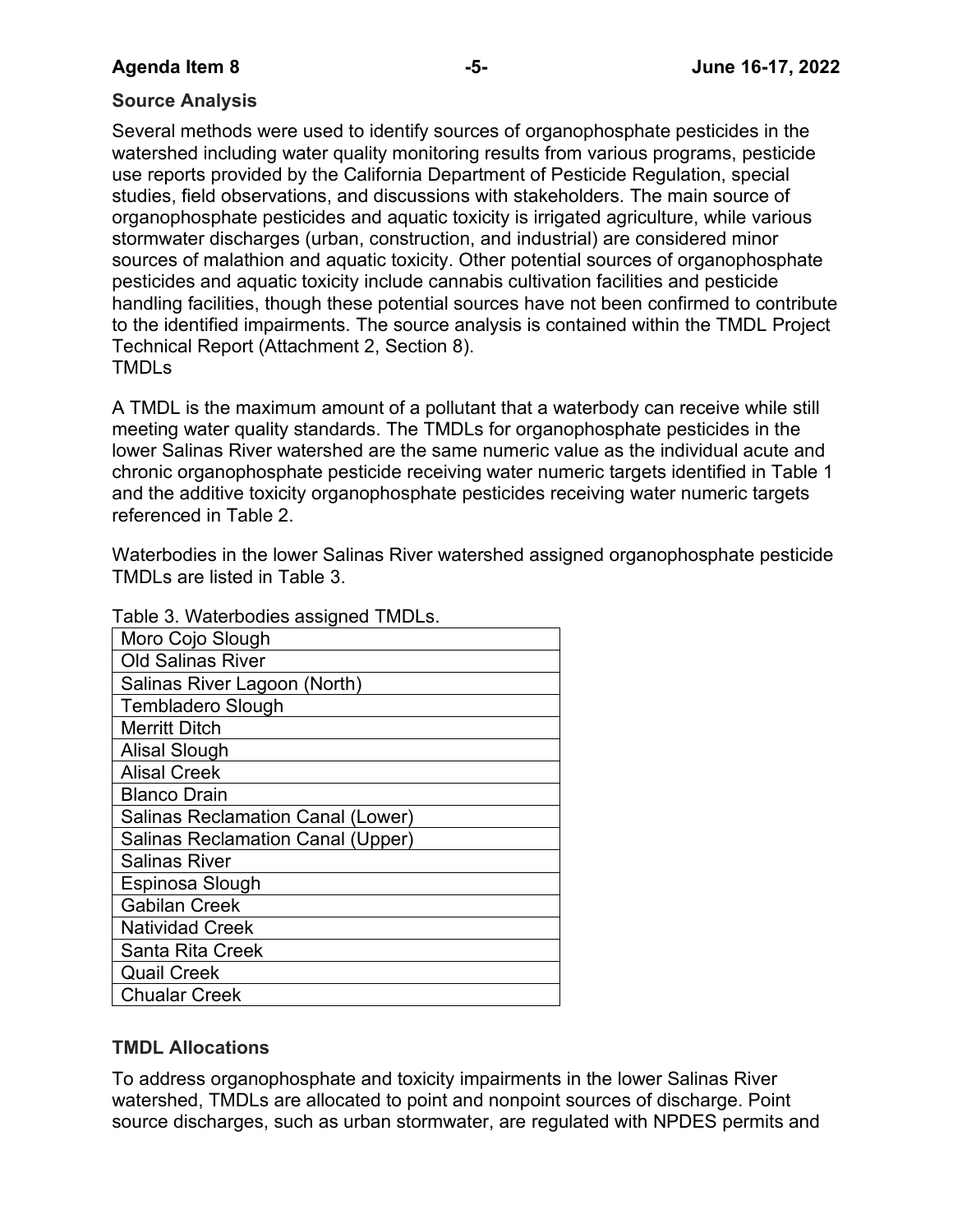## Source Analysis

Several methods were used to identify sources of organophosphate pesticides in the watershed including water quality monitoring results from various programs, pesticide use reports provided by the California Department of Pesticide Regulation, special studies, field observations, and discussions with stakeholders. The main source of organophosphate pesticides and aquatic toxicity is irrigated agriculture, while various stormwater discharges (urban, construction, and industrial) are considered minor sources of malathion and aquatic toxicity. Other potential sources of organophosphate pesticides and aquatic toxicity include cannabis cultivation facilities and pesticide handling facilities, though these potential sources have not been confirmed to contribute to the identified impairments. The source analysis is contained within the TMDL Project Technical Report (Attachment 2, Section 8).

## TMDLs

A TMDL is the maximum amount of a pollutant that a waterbody can receive while still meeting water quality standards. The TMDLs for organophosphate pesticides in the lower Salinas River watershed are the same numeric value as the individual acute and chronic organophosphate pesticide receiving water numeric targets identified in Table 1 and the additive toxicity organophosphate pesticides receiving water numeric targets referenced in Table 2.

Waterbodies in the lower Salinas River watershed assigned organophosphate pesticide TMDLs are listed in Table 3.

Table 3. Waterbodies assigned TMDLs.

| Waterbody |
|---|
| Moro Cojo Slough |
| Old Salinas River |
| Salinas River Lagoon (North) |
| Tembladero Slough |
| Merritt Ditch |
| Alisal Slough |
| Alisal Creek |
| Blanco Drain |
| Salinas Reclamation Canal (Lower) |
| Salinas Reclamation Canal (Upper) |
| Salinas River |
| Espinosa Slough |
| Gabilan Creek |
| Natividad Creek |
| Santa Rita Creek |
| Quail Creek |
| Chualar Creek |

## TMDL Allocations

To address organophosphate and toxicity impairments in the lower Salinas River watershed, TMDLs are allocated to point and nonpoint sources of discharge. Point source discharges, such as urban stormwater, are regulated with NPDES permits and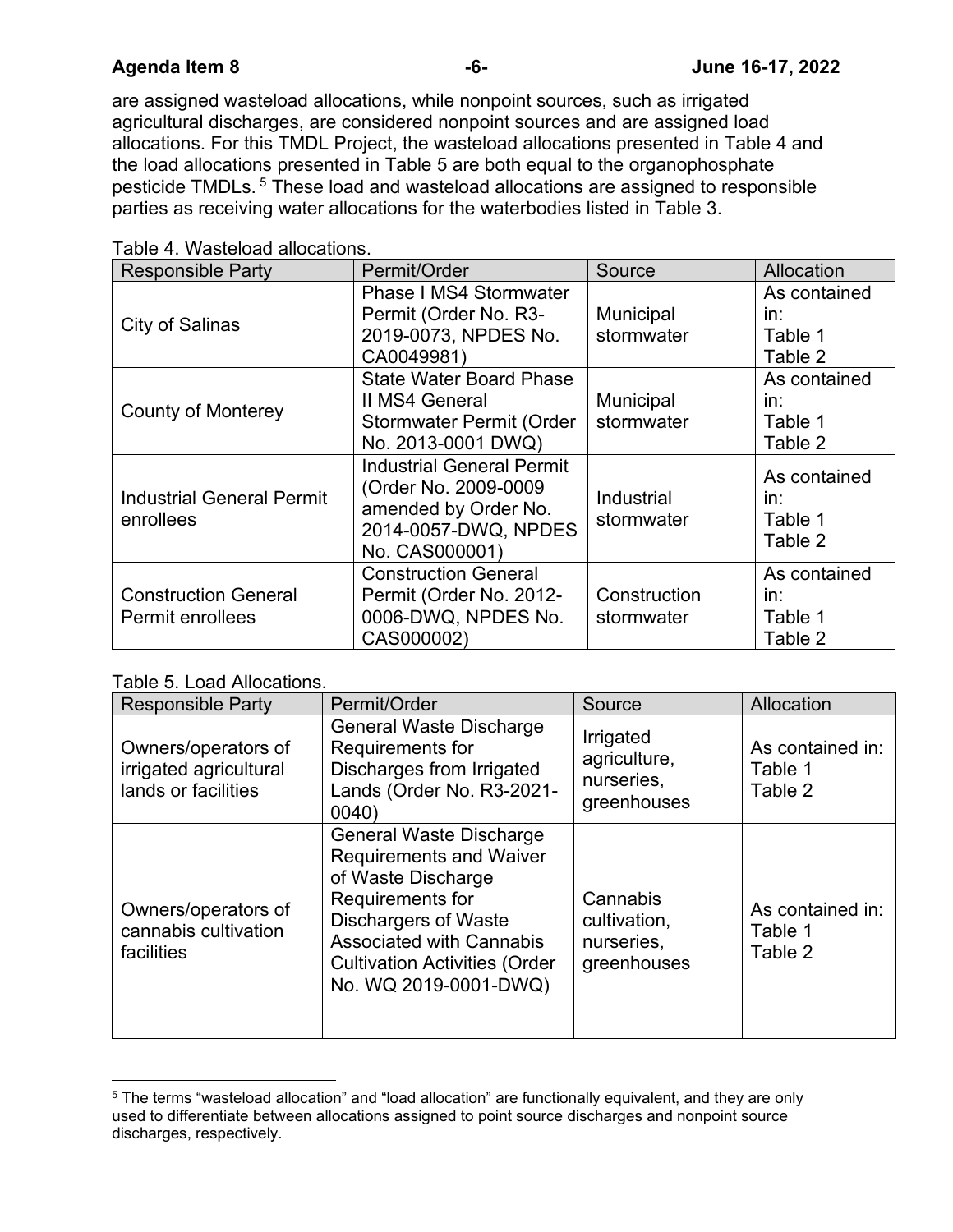are assigned wasteload allocations, while nonpoint sources, such as irrigated agricultural discharges, are considered nonpoint sources and are assigned load allocations. For this TMDL Project, the wasteload allocations presented in Table 4 and the load allocations presented in Table 5 are both equal to the organophosphate pesticide TMDLs. [5] These load and wasteload allocations are assigned to responsible parties as receiving water allocations for the waterbodies listed in Table 3.

Table 4. Wasteload allocations.

| Responsible Party | Permit/Order | Source | Allocation |
|---|---|---|---|
| City of Salinas | Phase I MS4 Stormwater Permit (Order No. R3-2019-0073, NPDES No. CA0049981) | Municipal stormwater | As contained in: Table 1 Table 2 |
| County of Monterey | State Water Board Phase II MS4 General Stormwater Permit (Order No. 2013-0001 DWQ) | Municipal stormwater | As contained in: Table 1 Table 2 |
| Industrial General Permit enrollees | Industrial General Permit (Order No. 2009-0009 amended by Order No. 2014-0057-DWQ, NPDES No. CAS000001) | Industrial stormwater | As contained in: Table 1 Table 2 |
| Construction General Permit enrollees | Construction General Permit (Order No. 2012-0006-DWQ, NPDES No. CAS000002) | Construction stormwater | As contained in: Table 1 Table 2 |

Table 5. Load Allocations.

| Responsible Party | Permit/Order | Source | Allocation |
|---|---|---|---|
| Owners/operators of irrigated agricultural lands or facilities | General Waste Discharge Requirements for Discharges from Irrigated Lands (Order No. R3-2021-0040) | Irrigated agriculture, nurseries, greenhouses | As contained in: Table 1 Table 2 |
| Owners/operators of cannabis cultivation facilities | General Waste Discharge Requirements and Waiver of Waste Discharge Requirements for Dischargers of Waste Associated with Cannabis Cultivation Activities (Order No. WQ 2019-0001-DWQ) | Cannabis cultivation, nurseries, greenhouses | As contained in: Table 1 Table 2 |

[5] The terms "wasteload allocation" and "load allocation" are functionally equivalent, and they are only used to differentiate between allocations assigned to point source discharges and nonpoint source discharges, respectively.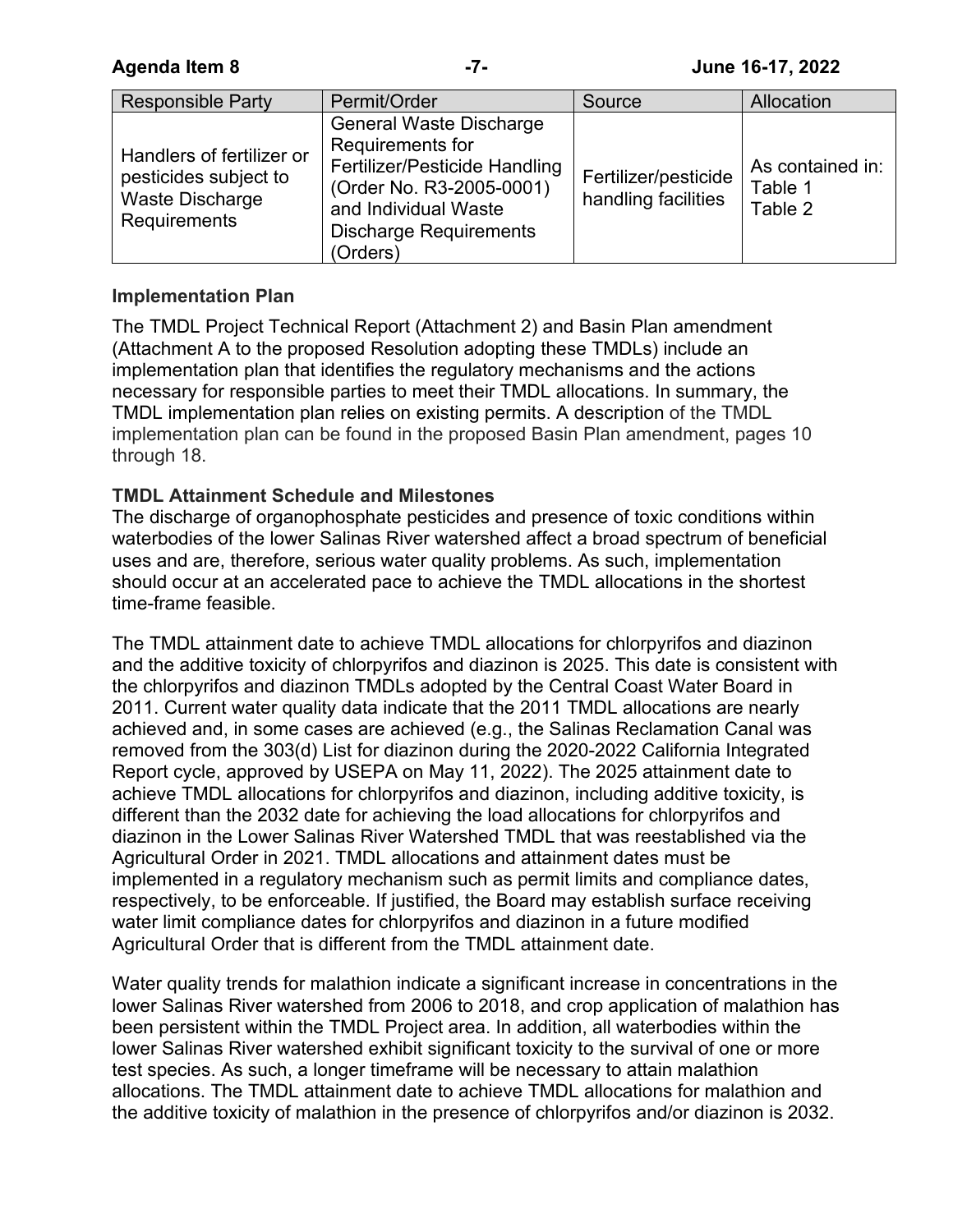| Responsible Party | Permit/Order | Source | Allocation |
|---|---|---|---|
| Handlers of fertilizer or pesticides subject to Waste Discharge Requirements | General Waste Discharge Requirements for Fertilizer/Pesticide Handling (Order No. R3-2005-0001) and Individual Waste Discharge Requirements (Orders) | Fertilizer/pesticide handling facilities | As contained in: Table 1 Table 2 |

**Implementation Plan**

The TMDL Project Technical Report (Attachment 2) and Basin Plan amendment (Attachment A to the proposed Resolution adopting these TMDLs) include an implementation plan that identifies the regulatory mechanisms and the actions necessary for responsible parties to meet their TMDL allocations. In summary, the TMDL implementation plan relies on existing permits. A description of the TMDL implementation plan can be found in the proposed Basin Plan amendment, pages 10 through 18.

**TMDL Attainment Schedule and Milestones**

The discharge of organophosphate pesticides and presence of toxic conditions within waterbodies of the lower Salinas River watershed affect a broad spectrum of beneficial uses and are, therefore, serious water quality problems. As such, implementation should occur at an accelerated pace to achieve the TMDL allocations in the shortest time-frame feasible.

The TMDL attainment date to achieve TMDL allocations for chlorpyrifos and diazinon and the additive toxicity of chlorpyrifos and diazinon is 2025. This date is consistent with the chlorpyrifos and diazinon TMDLs adopted by the Central Coast Water Board in 2011. Current water quality data indicate that the 2011 TMDL allocations are nearly achieved and, in some cases are achieved (e.g., the Salinas Reclamation Canal was removed from the 303(d) List for diazinon during the 2020-2022 California Integrated Report cycle, approved by USEPA on May 11, 2022). The 2025 attainment date to achieve TMDL allocations for chlorpyrifos and diazinon, including additive toxicity, is different than the 2032 date for achieving the load allocations for chlorpyrifos and diazinon in the Lower Salinas River Watershed TMDL that was reestablished via the Agricultural Order in 2021. TMDL allocations and attainment dates must be implemented in a regulatory mechanism such as permit limits and compliance dates, respectively, to be enforceable. If justified, the Board may establish surface receiving water limit compliance dates for chlorpyrifos and diazinon in a future modified Agricultural Order that is different from the TMDL attainment date.

Water quality trends for malathion indicate a significant increase in concentrations in the lower Salinas River watershed from 2006 to 2018, and crop application of malathion has been persistent within the TMDL Project area. In addition, all waterbodies within the lower Salinas River watershed exhibit significant toxicity to the survival of one or more test species. As such, a longer timeframe will be necessary to attain malathion allocations. The TMDL attainment date to achieve TMDL allocations for malathion and the additive toxicity of malathion in the presence of chlorpyrifos and/or diazinon is 2032.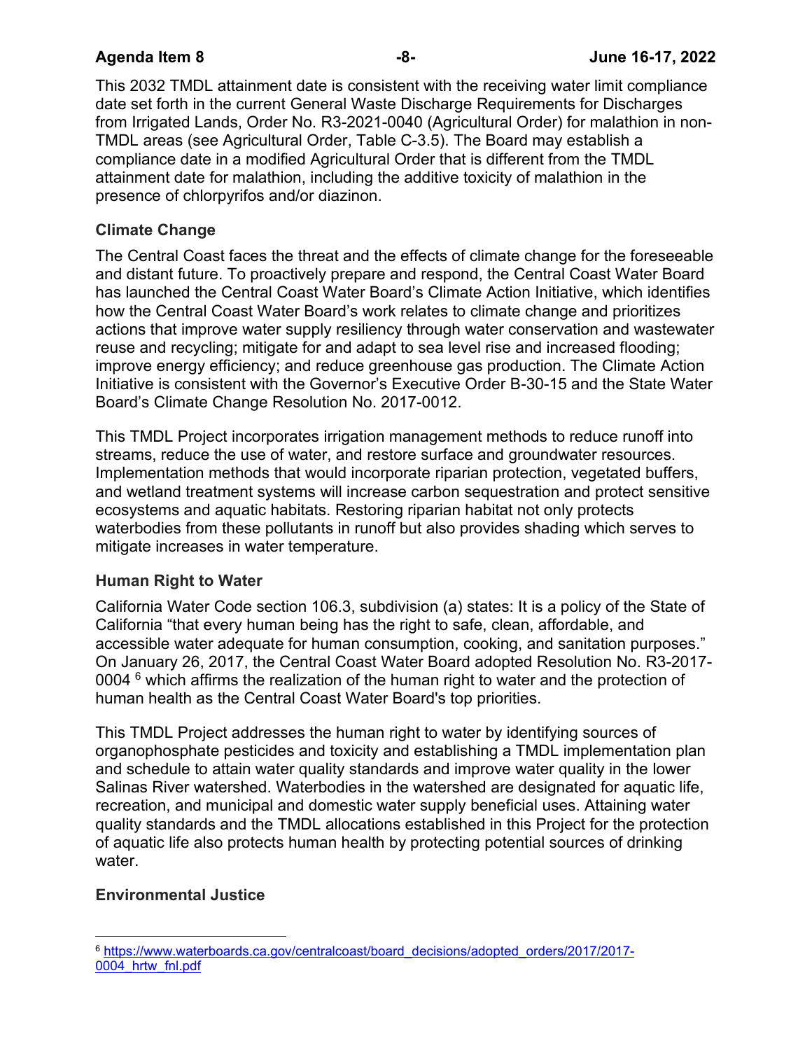This 2032 TMDL attainment date is consistent with the receiving water limit compliance date set forth in the current General Waste Discharge Requirements for Discharges from Irrigated Lands, Order No. R3-2021-0040 (Agricultural Order) for malathion in non-TMDL areas (see Agricultural Order, Table C-3.5). The Board may establish a compliance date in a modified Agricultural Order that is different from the TMDL attainment date for malathion, including the additive toxicity of malathion in the presence of chlorpyrifos and/or diazinon.

### Climate Change

The Central Coast faces the threat and the effects of climate change for the foreseeable and distant future. To proactively prepare and respond, the Central Coast Water Board has launched the Central Coast Water Board's Climate Action Initiative, which identifies how the Central Coast Water Board's work relates to climate change and prioritizes actions that improve water supply resiliency through water conservation and wastewater reuse and recycling; mitigate for and adapt to sea level rise and increased flooding; improve energy efficiency; and reduce greenhouse gas production. The Climate Action Initiative is consistent with the Governor's Executive Order B-30-15 and the State Water Board's Climate Change Resolution No. 2017-0012.

This TMDL Project incorporates irrigation management methods to reduce runoff into streams, reduce the use of water, and restore surface and groundwater resources. Implementation methods that would incorporate riparian protection, vegetated buffers, and wetland treatment systems will increase carbon sequestration and protect sensitive ecosystems and aquatic habitats. Restoring riparian habitat not only protects waterbodies from these pollutants in runoff but also provides shading which serves to mitigate increases in water temperature.

### Human Right to Water

California Water Code section 106.3, subdivision (a) states: It is a policy of the State of California "that every human being has the right to safe, clean, affordable, and accessible water adequate for human consumption, cooking, and sanitation purposes." On January 26, 2017, the Central Coast Water Board adopted Resolution No. R3-2017-0004 [6] which affirms the realization of the human right to water and the protection of human health as the Central Coast Water Board's top priorities.

This TMDL Project addresses the human right to water by identifying sources of organophosphate pesticides and toxicity and establishing a TMDL implementation plan and schedule to attain water quality standards and improve water quality in the lower Salinas River watershed. Waterbodies in the watershed are designated for aquatic life, recreation, and municipal and domestic water supply beneficial uses. Attaining water quality standards and the TMDL allocations established in this Project for the protection of aquatic life also protects human health by protecting potential sources of drinking water.

### Environmental Justice

---

[6] https://www.waterboards.ca.gov/centralcoast/board_decisions/adopted_orders/2017/2017-0004_hrtw_fnl.pdf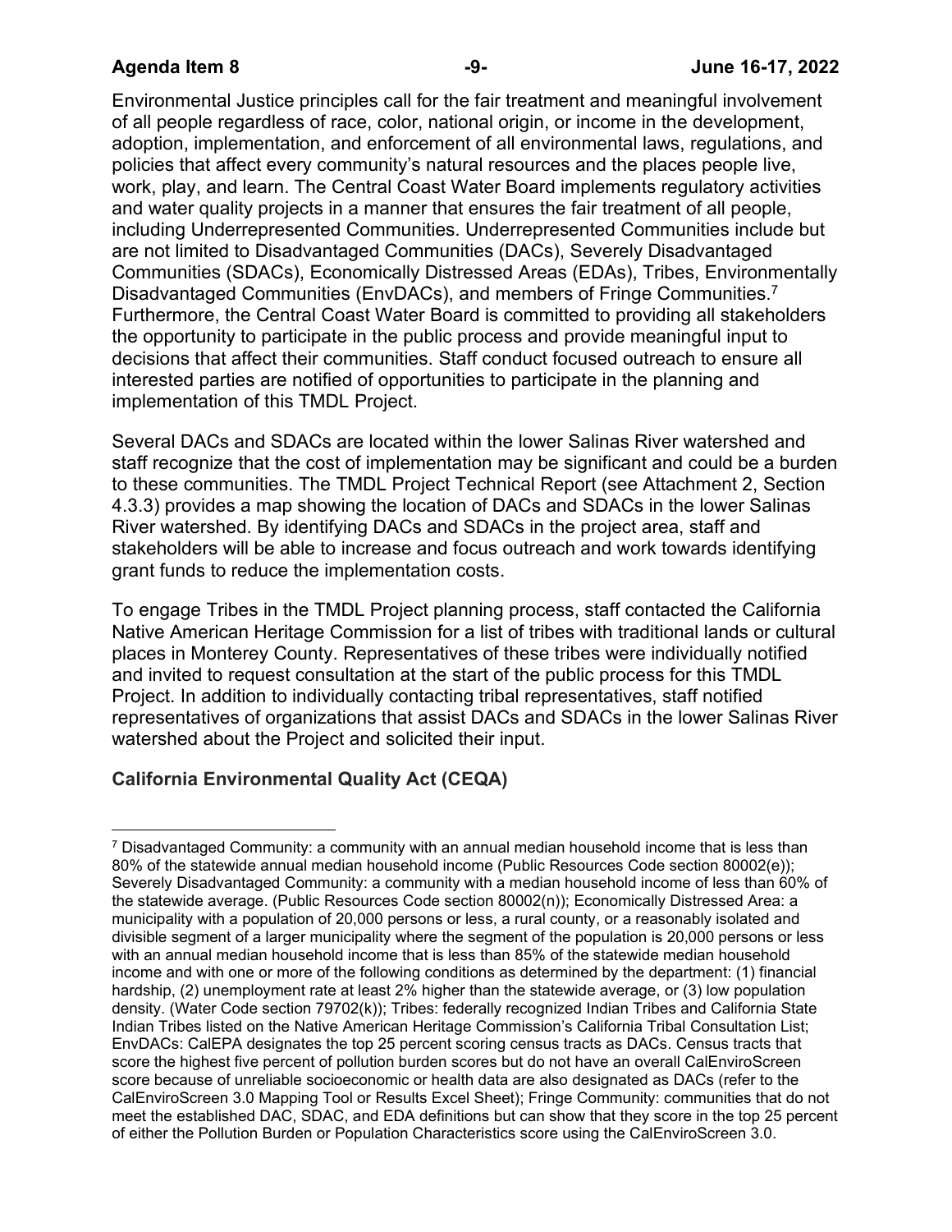Environmental Justice principles call for the fair treatment and meaningful involvement of all people regardless of race, color, national origin, or income in the development, adoption, implementation, and enforcement of all environmental laws, regulations, and policies that affect every community's natural resources and the places people live, work, play, and learn. The Central Coast Water Board implements regulatory activities and water quality projects in a manner that ensures the fair treatment of all people, including Underrepresented Communities. Underrepresented Communities include but are not limited to Disadvantaged Communities (DACs), Severely Disadvantaged Communities (SDACs), Economically Distressed Areas (EDAs), Tribes, Environmentally Disadvantaged Communities (EnvDACs), and members of Fringe Communities.[7] Furthermore, the Central Coast Water Board is committed to providing all stakeholders the opportunity to participate in the public process and provide meaningful input to decisions that affect their communities. Staff conduct focused outreach to ensure all interested parties are notified of opportunities to participate in the planning and implementation of this TMDL Project.

Several DACs and SDACs are located within the lower Salinas River watershed and staff recognize that the cost of implementation may be significant and could be a burden to these communities. The TMDL Project Technical Report (see Attachment 2, Section 4.3.3) provides a map showing the location of DACs and SDACs in the lower Salinas River watershed. By identifying DACs and SDACs in the project area, staff and stakeholders will be able to increase and focus outreach and work towards identifying grant funds to reduce the implementation costs.

To engage Tribes in the TMDL Project planning process, staff contacted the California Native American Heritage Commission for a list of tribes with traditional lands or cultural places in Monterey County. Representatives of these tribes were individually notified and invited to request consultation at the start of the public process for this TMDL Project. In addition to individually contacting tribal representatives, staff notified representatives of organizations that assist DACs and SDACs in the lower Salinas River watershed about the Project and solicited their input.

**California Environmental Quality Act (CEQA)**

---

[7] Disadvantaged Community: a community with an annual median household income that is less than 80% of the statewide annual median household income (Public Resources Code section 80002(e)); Severely Disadvantaged Community: a community with a median household income of less than 60% of the statewide average. (Public Resources Code section 80002(n)); Economically Distressed Area: a municipality with a population of 20,000 persons or less, a rural county, or a reasonably isolated and divisible segment of a larger municipality where the segment of the population is 20,000 persons or less with an annual median household income that is less than 85% of the statewide median household income and with one or more of the following conditions as determined by the department: (1) financial hardship, (2) unemployment rate at least 2% higher than the statewide average, or (3) low population density. (Water Code section 79702(k)); Tribes: federally recognized Indian Tribes and California State Indian Tribes listed on the Native American Heritage Commission's California Tribal Consultation List; EnvDACs: CalEPA designates the top 25 percent scoring census tracts as DACs. Census tracts that score the highest five percent of pollution burden scores but do not have an overall CalEnviroScreen score because of unreliable socioeconomic or health data are also designated as DACs (refer to the CalEnviroScreen 3.0 Mapping Tool or Results Excel Sheet); Fringe Community: communities that do not meet the established DAC, SDAC, and EDA definitions but can show that they score in the top 25 percent of either the Pollution Burden or Population Characteristics score using the CalEnviroScreen 3.0.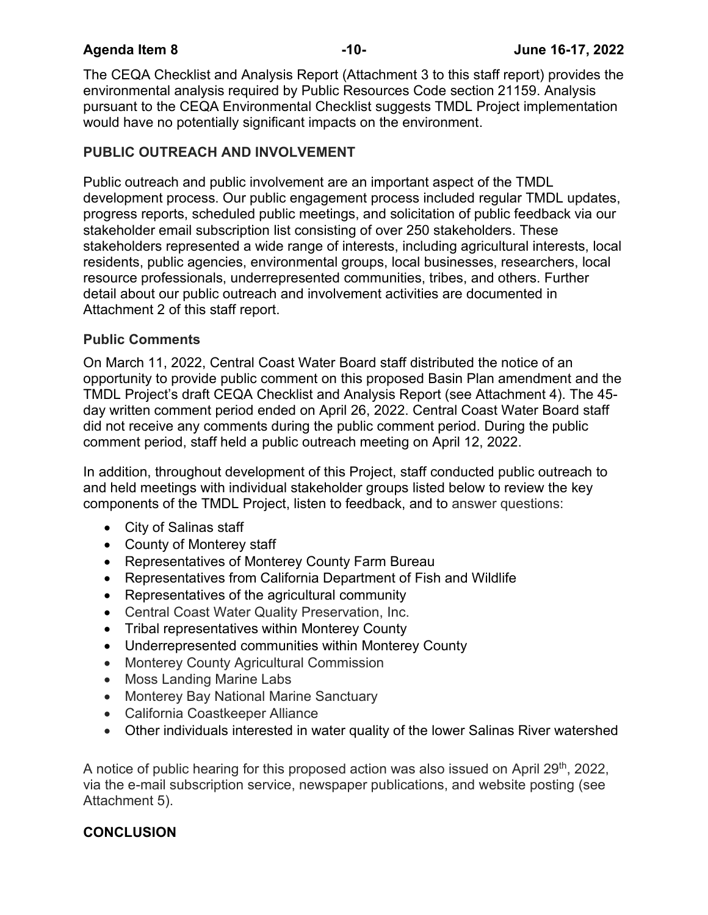The CEQA Checklist and Analysis Report (Attachment 3 to this staff report) provides the environmental analysis required by Public Resources Code section 21159. Analysis pursuant to the CEQA Environmental Checklist suggests TMDL Project implementation would have no potentially significant impacts on the environment.

## PUBLIC OUTREACH AND INVOLVEMENT

Public outreach and public involvement are an important aspect of the TMDL development process. Our public engagement process included regular TMDL updates, progress reports, scheduled public meetings, and solicitation of public feedback via our stakeholder email subscription list consisting of over 250 stakeholders. These stakeholders represented a wide range of interests, including agricultural interests, local residents, public agencies, environmental groups, local businesses, researchers, local resource professionals, underrepresented communities, tribes, and others. Further detail about our public outreach and involvement activities are documented in Attachment 2 of this staff report.

### Public Comments

On March 11, 2022, Central Coast Water Board staff distributed the notice of an opportunity to provide public comment on this proposed Basin Plan amendment and the TMDL Project's draft CEQA Checklist and Analysis Report (see Attachment 4). The 45-day written comment period ended on April 26, 2022. Central Coast Water Board staff did not receive any comments during the public comment period. During the public comment period, staff held a public outreach meeting on April 12, 2022.

In addition, throughout development of this Project, staff conducted public outreach to and held meetings with individual stakeholder groups listed below to review the key components of the TMDL Project, listen to feedback, and to answer questions:

- City of Salinas staff
- County of Monterey staff
- Representatives of Monterey County Farm Bureau
- Representatives from California Department of Fish and Wildlife
- Representatives of the agricultural community
- Central Coast Water Quality Preservation, Inc.
- Tribal representatives within Monterey County
- Underrepresented communities within Monterey County
- Monterey County Agricultural Commission
- Moss Landing Marine Labs
- Monterey Bay National Marine Sanctuary
- California Coastkeeper Alliance
- Other individuals interested in water quality of the lower Salinas River watershed

A notice of public hearing for this proposed action was also issued on April 29th, 2022, via the e-mail subscription service, newspaper publications, and website posting (see Attachment 5).

## CONCLUSION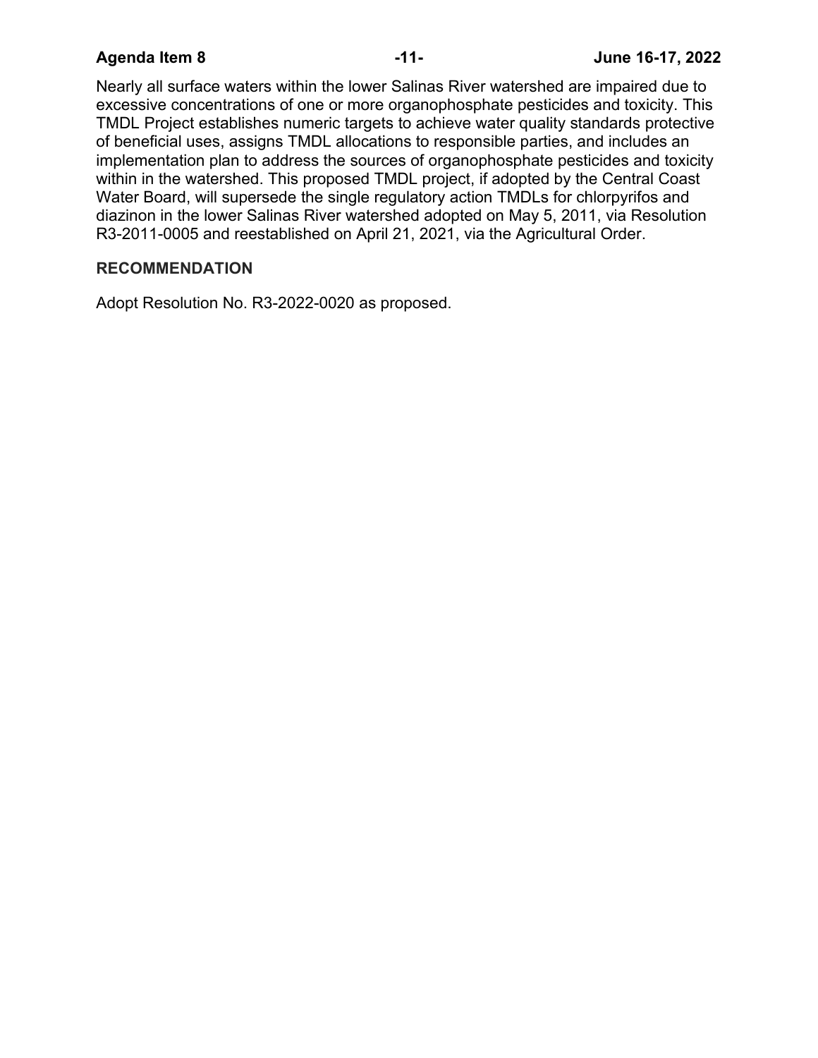Nearly all surface waters within the lower Salinas River watershed are impaired due to excessive concentrations of one or more organophosphate pesticides and toxicity. This TMDL Project establishes numeric targets to achieve water quality standards protective of beneficial uses, assigns TMDL allocations to responsible parties, and includes an implementation plan to address the sources of organophosphate pesticides and toxicity within in the watershed. This proposed TMDL project, if adopted by the Central Coast Water Board, will supersede the single regulatory action TMDLs for chlorpyrifos and diazinon in the lower Salinas River watershed adopted on May 5, 2011, via Resolution R3-2011-0005 and reestablished on April 21, 2021, via the Agricultural Order.

## RECOMMENDATION

Adopt Resolution No. R3-2022-0020 as proposed.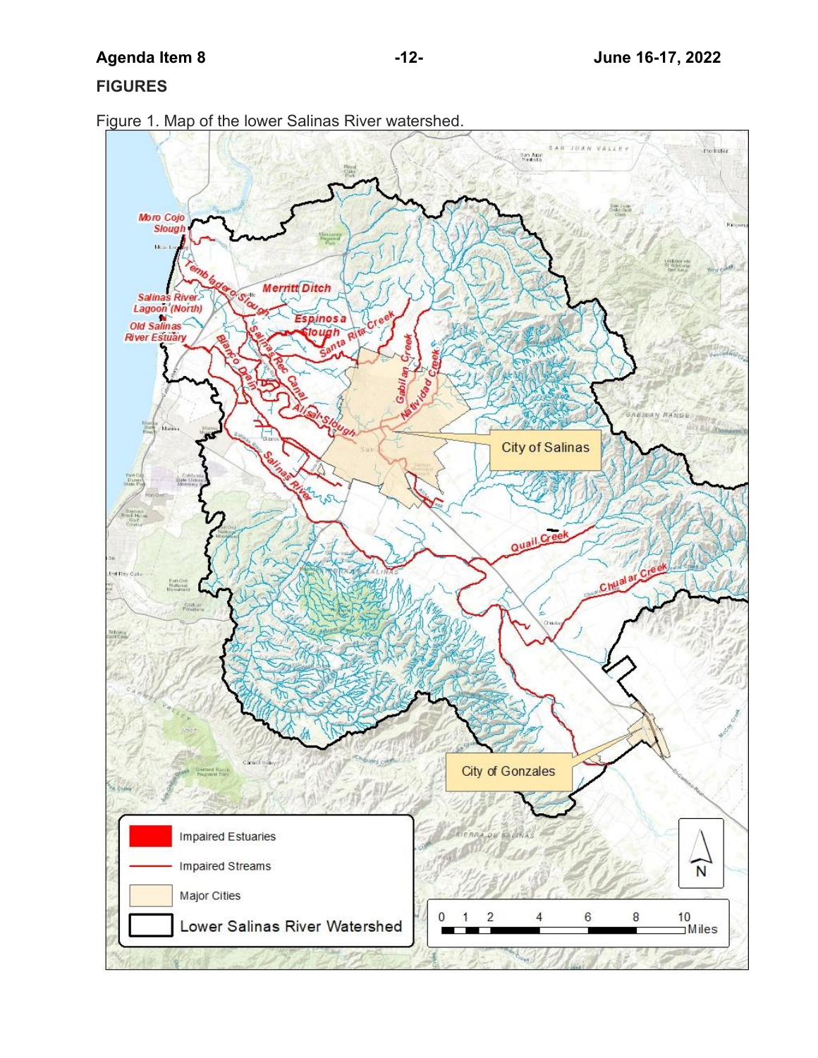## FIGURES

Figure 1. Map of the lower Salinas River watershed.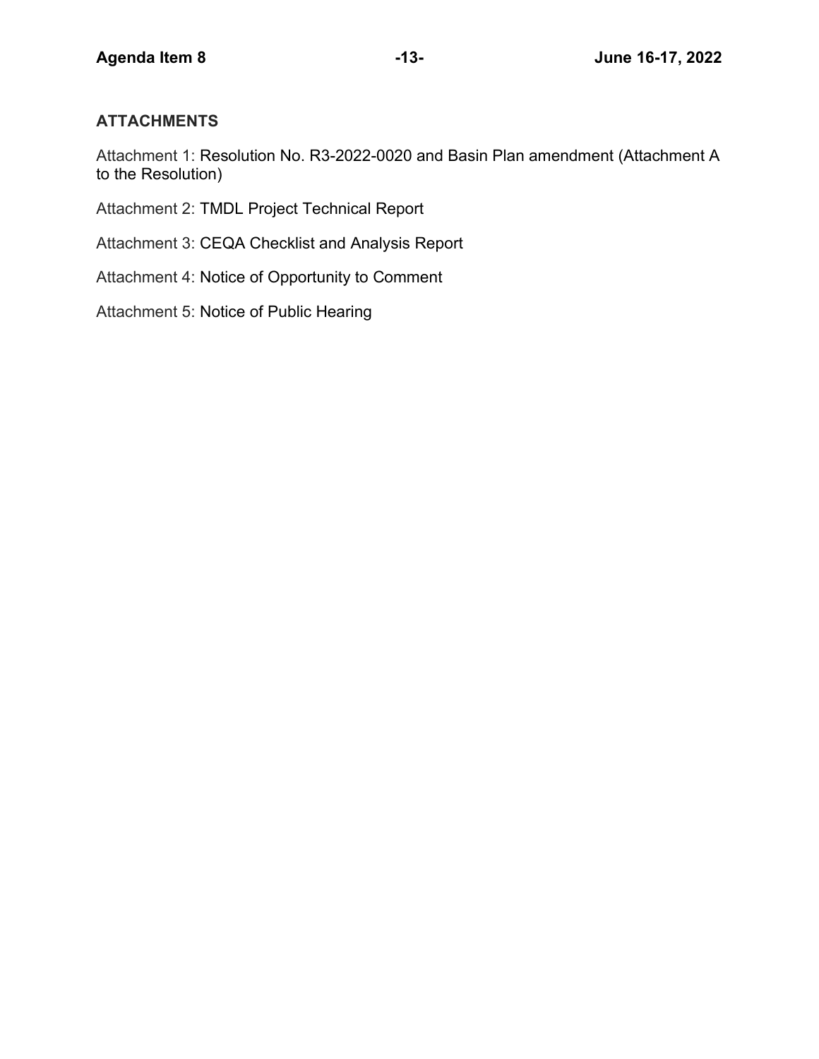## ATTACHMENTS

Attachment 1: Resolution No. R3-2022-0020 and Basin Plan amendment (Attachment A to the Resolution)

Attachment 2: TMDL Project Technical Report

Attachment 3: CEQA Checklist and Analysis Report

Attachment 4: Notice of Opportunity to Comment

Attachment 5: Notice of Public Hearing